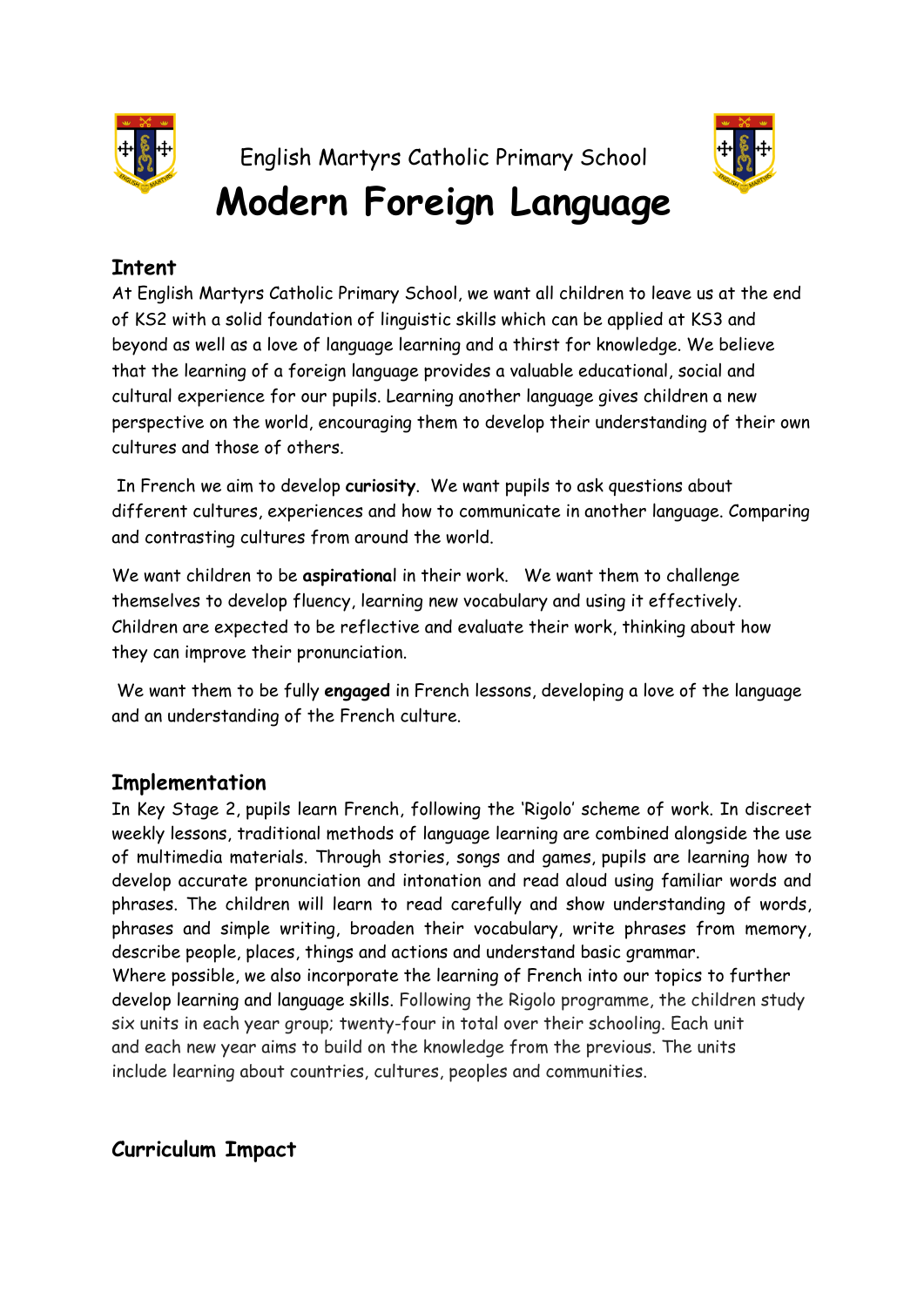English Martyrs Catholic Primary School

# Modern Foreign Language

## Intent

At English Martyrs Catholic Primary School, we want all children to leave us at the end of KS2 with a solid foundation of linguistic skills which can be applied at KS3 and beyond as well as a love of language learning and a thirst for knowledge. We believe that the learning of a foreign language provides a valuable educational, social and cultural experience for our pupils. Learning another language gives children a new perspective on the world, encouraging them to develop their understanding of their own cultures and those of others.

In French we aim to develop **curiosity**. We want pupils to ask questions about different cultures, experiences and how to communicate in another language. Comparing and contrasting cultures from around the world.

We want children to be **aspirationa**l in their work. We want them to challenge themselves to develop fluency, learning new vocabulary and using it effectively. Children are expected to be reflective and evaluate their work, thinking about how they can improve their pronunciation.

We want them to be fully **engaged** in French lessons, developing a love of the language and an understanding of the French culture.

## Implementation

In Key Stage 2, pupils learn French, following the 'Rigolo' scheme of work. In discreet weekly lessons, traditional methods of language learning are combined alongside the use of multimedia materials. Through stories, songs and games, pupils are learning how to develop accurate pronunciation and intonation and read aloud using familiar words and phrases. The children will learn to read carefully and show understanding of words, phrases and simple writing, broaden their vocabulary, write phrases from memory, describe people, places, things and actions and understand basic grammar.
Where possible, we also incorporate the learning of French into our topics to further develop learning and language skills. Following the Rigolo programme, the children study six units in each year group; twenty-four in total over their schooling. Each unit and each new year aims to build on the knowledge from the previous. The units include learning about countries, cultures, peoples and communities.

## Curriculum Impact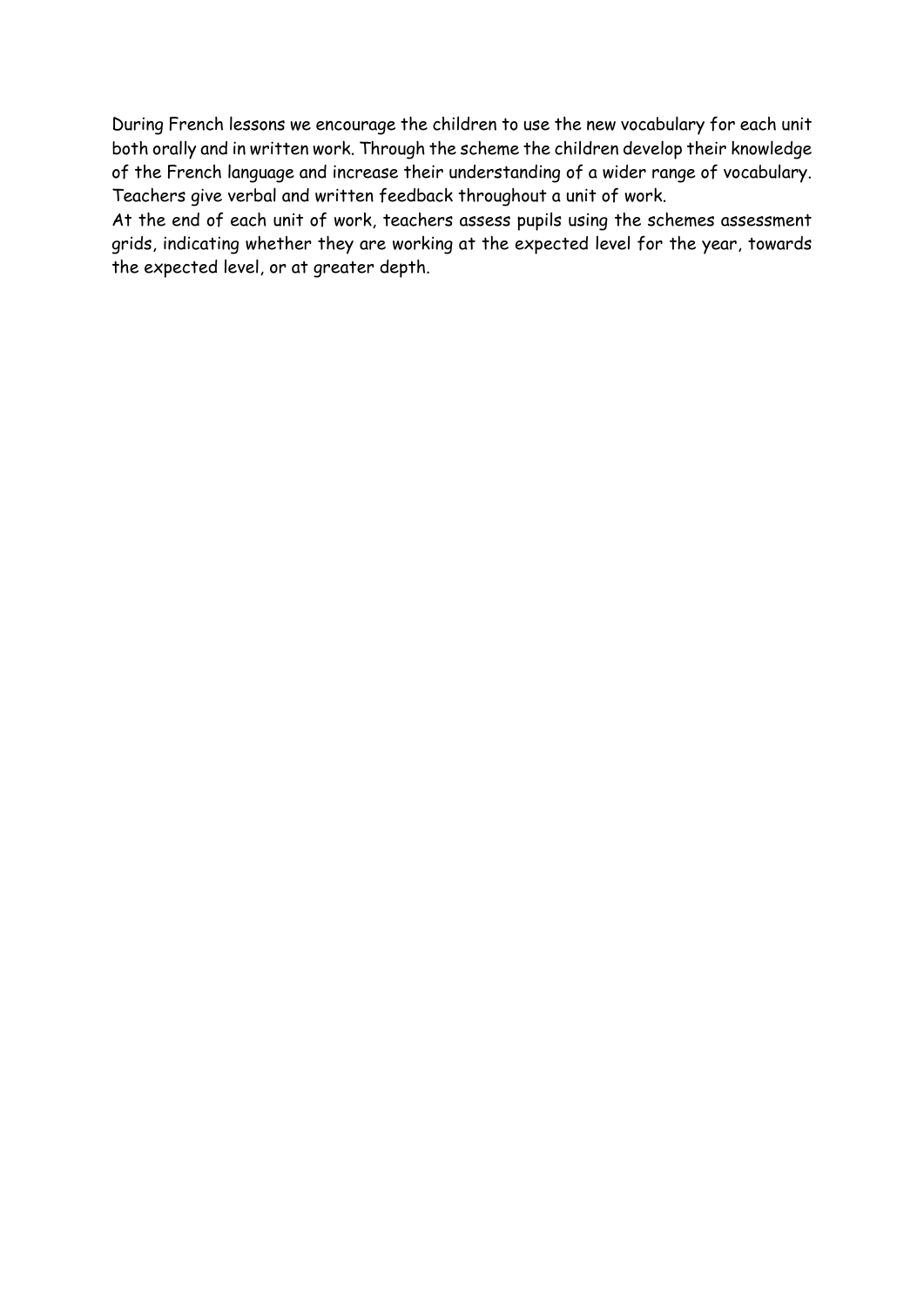During French lessons we encourage the children to use the new vocabulary for each unit both orally and in written work. Through the scheme the children develop their knowledge of the French language and increase their understanding of a wider range of vocabulary. Teachers give verbal and written feedback throughout a unit of work.

At the end of each unit of work, teachers assess pupils using the schemes assessment grids, indicating whether they are working at the expected level for the year, towards the expected level, or at greater depth.